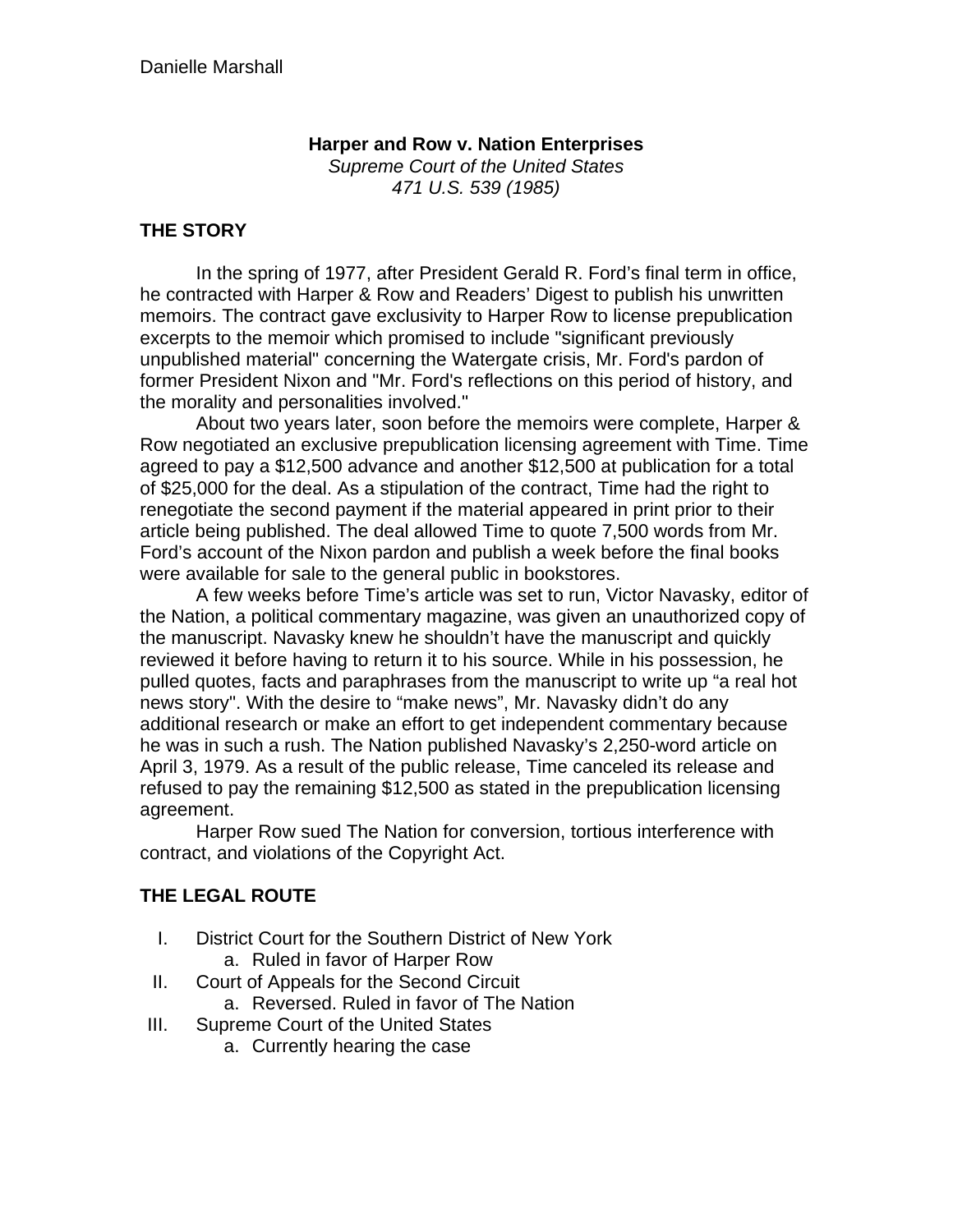Danielle Marshall

**Harper and Row v. Nation Enterprises**
*Supreme Court of the United States*
*471 U.S. 539 (1985)*

## THE STORY

In the spring of 1977, after President Gerald R. Ford's final term in office, he contracted with Harper & Row and Readers' Digest to publish his unwritten memoirs. The contract gave exclusivity to Harper Row to license prepublication excerpts to the memoir which promised to include "significant previously unpublished material" concerning the Watergate crisis, Mr. Ford's pardon of former President Nixon and "Mr. Ford's reflections on this period of history, and the morality and personalities involved."

About two years later, soon before the memoirs were complete, Harper & Row negotiated an exclusive prepublication licensing agreement with Time. Time agreed to pay a $12,500 advance and another $12,500 at publication for a total of $25,000 for the deal. As a stipulation of the contract, Time had the right to renegotiate the second payment if the material appeared in print prior to their article being published. The deal allowed Time to quote 7,500 words from Mr. Ford's account of the Nixon pardon and publish a week before the final books were available for sale to the general public in bookstores.

A few weeks before Time's article was set to run, Victor Navasky, editor of the Nation, a political commentary magazine, was given an unauthorized copy of the manuscript. Navasky knew he shouldn't have the manuscript and quickly reviewed it before having to return it to his source. While in his possession, he pulled quotes, facts and paraphrases from the manuscript to write up "a real hot news story". With the desire to "make news", Mr. Navasky didn't do any additional research or make an effort to get independent commentary because he was in such a rush. The Nation published Navasky's 2,250-word article on April 3, 1979. As a result of the public release, Time canceled its release and refused to pay the remaining $12,500 as stated in the prepublication licensing agreement.

Harper Row sued The Nation for conversion, tortious interference with contract, and violations of the Copyright Act.

## THE LEGAL ROUTE

I. District Court for the Southern District of New York
   a. Ruled in favor of Harper Row
II. Court of Appeals for the Second Circuit
   a. Reversed. Ruled in favor of The Nation
III. Supreme Court of the United States
   a. Currently hearing the case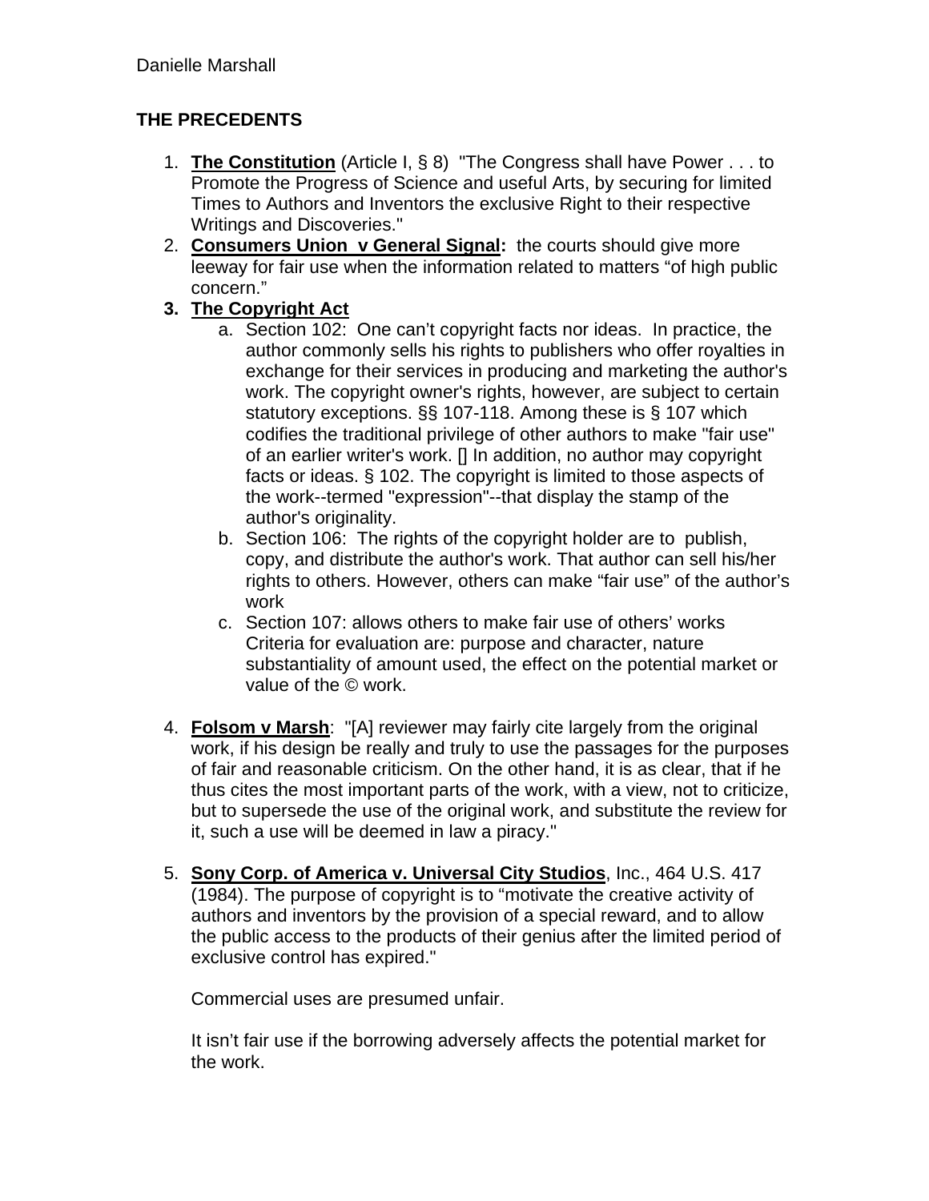Danielle Marshall

**THE PRECEDENTS**

1. **The Constitution** (Article I, § 8) "The Congress shall have Power . . . to Promote the Progress of Science and useful Arts, by securing for limited Times to Authors and Inventors the exclusive Right to their respective Writings and Discoveries."
2. **Consumers Union v General Signal:** the courts should give more leeway for fair use when the information related to matters "of high public concern."
3. **The Copyright Act**
   a. Section 102: One can't copyright facts nor ideas. In practice, the author commonly sells his rights to publishers who offer royalties in exchange for their services in producing and marketing the author's work. The copyright owner's rights, however, are subject to certain statutory exceptions. §§ 107-118. Among these is § 107 which codifies the traditional privilege of other authors to make "fair use" of an earlier writer's work. [] In addition, no author may copyright facts or ideas. § 102. The copyright is limited to those aspects of the work--termed "expression"--that display the stamp of the author's originality.
   b. Section 106: The rights of the copyright holder are to publish, copy, and distribute the author's work. That author can sell his/her rights to others. However, others can make "fair use" of the author's work
   c. Section 107: allows others to make fair use of others' works Criteria for evaluation are: purpose and character, nature substantiality of amount used, the effect on the potential market or value of the © work.

4. **Folsom v Marsh**: "[A] reviewer may fairly cite largely from the original work, if his design be really and truly to use the passages for the purposes of fair and reasonable criticism. On the other hand, it is as clear, that if he thus cites the most important parts of the work, with a view, not to criticize, but to supersede the use of the original work, and substitute the review for it, such a use will be deemed in law a piracy."

5. **Sony Corp. of America v. Universal City Studios**, Inc., 464 U.S. 417 (1984). The purpose of copyright is to "motivate the creative activity of authors and inventors by the provision of a special reward, and to allow the public access to the products of their genius after the limited period of exclusive control has expired."

   Commercial uses are presumed unfair.

   It isn't fair use if the borrowing adversely affects the potential market for the work.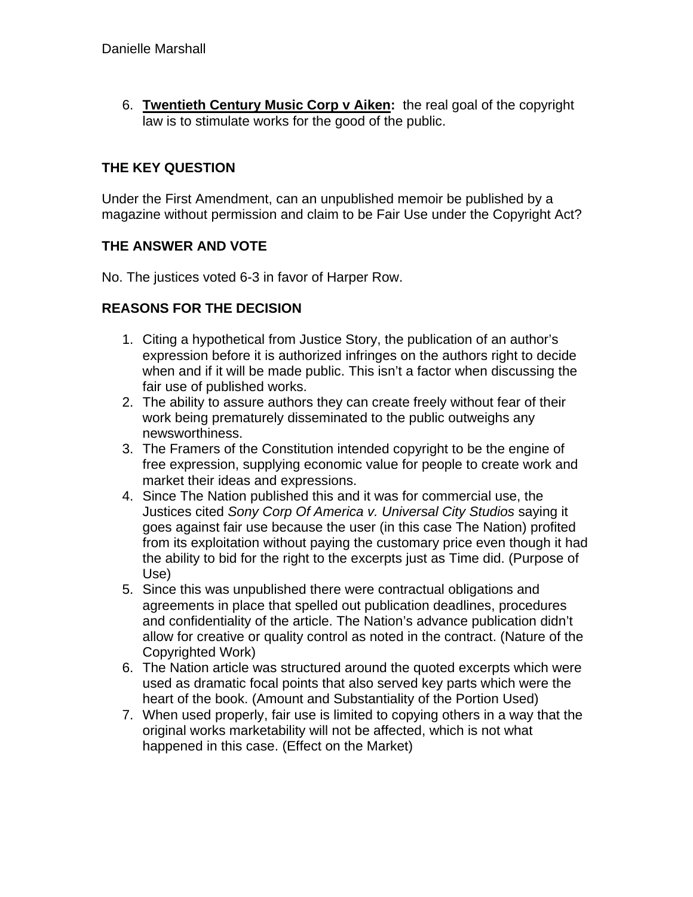6. **Twentieth Century Music Corp v Aiken:** the real goal of the copyright law is to stimulate works for the good of the public.

**THE KEY QUESTION**

Under the First Amendment, can an unpublished memoir be published by a magazine without permission and claim to be Fair Use under the Copyright Act?

**THE ANSWER AND VOTE**

No. The justices voted 6-3 in favor of Harper Row.

**REASONS FOR THE DECISION**

1. Citing a hypothetical from Justice Story, the publication of an author's expression before it is authorized infringes on the authors right to decide when and if it will be made public. This isn't a factor when discussing the fair use of published works.
2. The ability to assure authors they can create freely without fear of their work being prematurely disseminated to the public outweighs any newsworthiness.
3. The Framers of the Constitution intended copyright to be the engine of free expression, supplying economic value for people to create work and market their ideas and expressions.
4. Since The Nation published this and it was for commercial use, the Justices cited *Sony Corp Of America v. Universal City Studios* saying it goes against fair use because the user (in this case The Nation) profited from its exploitation without paying the customary price even though it had the ability to bid for the right to the excerpts just as Time did. (Purpose of Use)
5. Since this was unpublished there were contractual obligations and agreements in place that spelled out publication deadlines, procedures and confidentiality of the article. The Nation's advance publication didn't allow for creative or quality control as noted in the contract. (Nature of the Copyrighted Work)
6. The Nation article was structured around the quoted excerpts which were used as dramatic focal points that also served key parts which were the heart of the book. (Amount and Substantiality of the Portion Used)
7. When used properly, fair use is limited to copying others in a way that the original works marketability will not be affected, which is not what happened in this case. (Effect on the Market)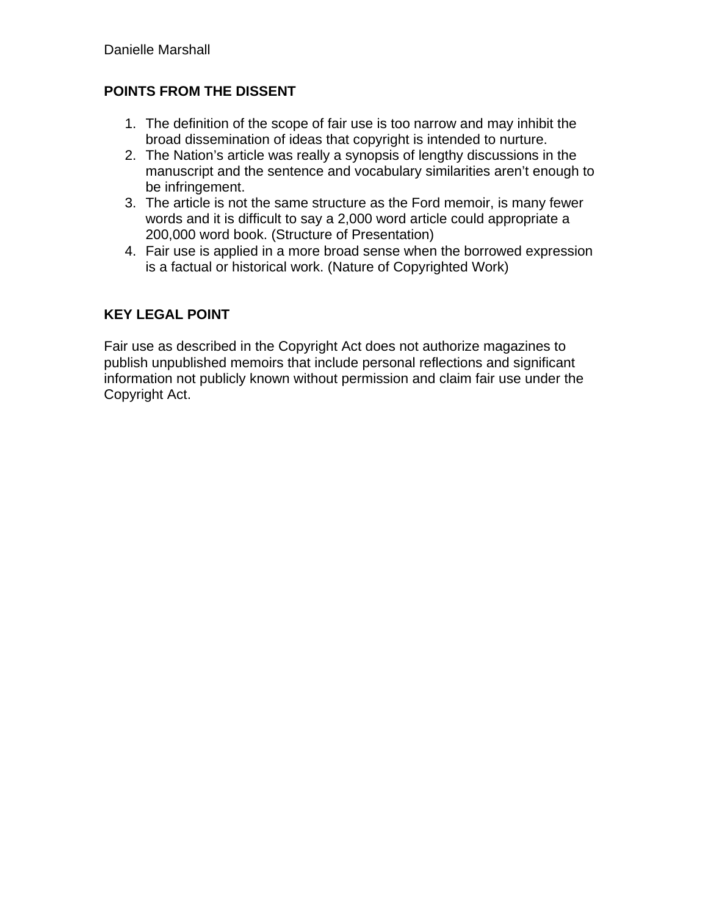Danielle Marshall

**POINTS FROM THE DISSENT**

1. The definition of the scope of fair use is too narrow and may inhibit the broad dissemination of ideas that copyright is intended to nurture.
2. The Nation's article was really a synopsis of lengthy discussions in the manuscript and the sentence and vocabulary similarities aren't enough to be infringement.
3. The article is not the same structure as the Ford memoir, is many fewer words and it is difficult to say a 2,000 word article could appropriate a 200,000 word book. (Structure of Presentation)
4. Fair use is applied in a more broad sense when the borrowed expression is a factual or historical work. (Nature of Copyrighted Work)

**KEY LEGAL POINT**

Fair use as described in the Copyright Act does not authorize magazines to publish unpublished memoirs that include personal reflections and significant information not publicly known without permission and claim fair use under the Copyright Act.